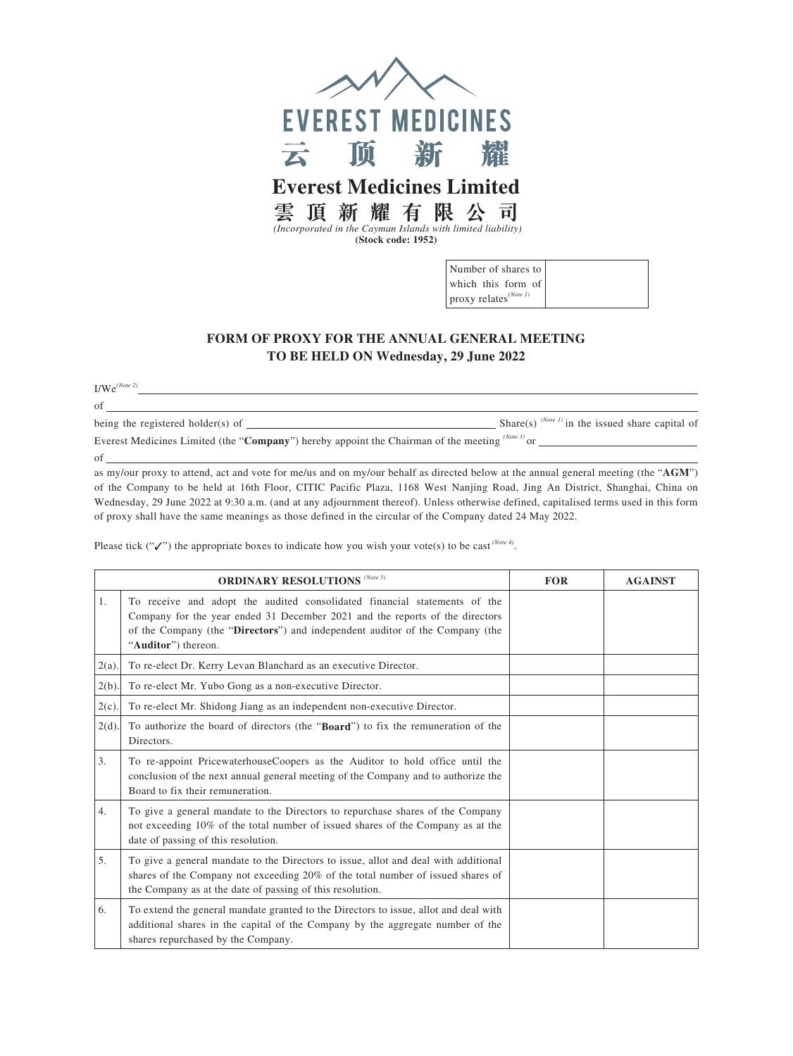EVEREST MEDICINES

云 顶 新 耀

# Everest Medicines Limited

# 雲頂新耀有限公司

*(Incorporated in the Cayman Islands with limited liability)*

**(Stock code: 1952)**

| Number of shares to which this form of proxy relates(Note 1) | |
|---|---|

## FORM OF PROXY FOR THE ANNUAL GENERAL MEETING TO BE HELD ON Wednesday, 29 June 2022

I/We(Note 2) ______________________________________________

of ______________________________________________

being the registered holder(s) of ____________________ Share(s) (Note 1) in the issued share capital of Everest Medicines Limited (the "**Company**") hereby appoint the Chairman of the meeting (Note 3) or ____________________

of ______________________________________________

as my/our proxy to attend, act and vote for me/us and on my/our behalf as directed below at the annual general meeting (the "**AGM**") of the Company to be held at 16th Floor, CITIC Pacific Plaza, 1168 West Nanjing Road, Jing An District, Shanghai, China on Wednesday, 29 June 2022 at 9:30 a.m. (and at any adjournment thereof). Unless otherwise defined, capitalised terms used in this form of proxy shall have the same meanings as those defined in the circular of the Company dated 24 May 2022.

Please tick ("✓") the appropriate boxes to indicate how you wish your vote(s) to be cast (Note 4).

| | ORDINARY RESOLUTIONS (Note 5) | FOR | AGAINST |
|---|---|---|---|
| 1. | To receive and adopt the audited consolidated financial statements of the Company for the year ended 31 December 2021 and the reports of the directors of the Company (the "**Directors**") and independent auditor of the Company (the "**Auditor**") thereon. | | |
| 2(a). | To re-elect Dr. Kerry Levan Blanchard as an executive Director. | | |
| 2(b). | To re-elect Mr. Yubo Gong as a non-executive Director. | | |
| 2(c). | To re-elect Mr. Shidong Jiang as an independent non-executive Director. | | |
| 2(d). | To authorize the board of directors (the "**Board**") to fix the remuneration of the Directors. | | |
| 3. | To re-appoint PricewaterhouseCoopers as the Auditor to hold office until the conclusion of the next annual general meeting of the Company and to authorize the Board to fix their remuneration. | | |
| 4. | To give a general mandate to the Directors to repurchase shares of the Company not exceeding 10% of the total number of issued shares of the Company as at the date of passing of this resolution. | | |
| 5. | To give a general mandate to the Directors to issue, allot and deal with additional shares of the Company not exceeding 20% of the total number of issued shares of the Company as at the date of passing of this resolution. | | |
| 6. | To extend the general mandate granted to the Directors to issue, allot and deal with additional shares in the capital of the Company by the aggregate number of the shares repurchased by the Company. | | |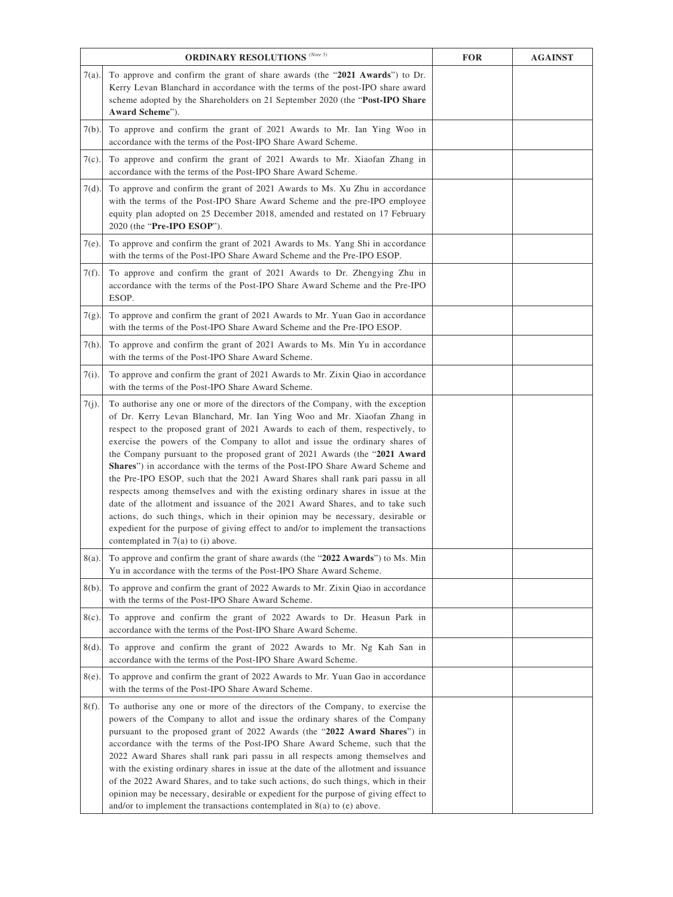| ORDINARY RESOLUTIONS (Note 5) | | FOR | AGAINST |
|---|---|---|---|
| 7(a). | To approve and confirm the grant of share awards (the "**2021 Awards**") to Dr. Kerry Levan Blanchard in accordance with the terms of the post-IPO share award scheme adopted by the Shareholders on 21 September 2020 (the "**Post-IPO Share Award Scheme**"). | | |
| 7(b). | To approve and confirm the grant of 2021 Awards to Mr. Ian Ying Woo in accordance with the terms of the Post-IPO Share Award Scheme. | | |
| 7(c). | To approve and confirm the grant of 2021 Awards to Mr. Xiaofan Zhang in accordance with the terms of the Post-IPO Share Award Scheme. | | |
| 7(d). | To approve and confirm the grant of 2021 Awards to Ms. Xu Zhu in accordance with the terms of the Post-IPO Share Award Scheme and the pre-IPO employee equity plan adopted on 25 December 2018, amended and restated on 17 February 2020 (the "**Pre-IPO ESOP**"). | | |
| 7(e). | To approve and confirm the grant of 2021 Awards to Ms. Yang Shi in accordance with the terms of the Post-IPO Share Award Scheme and the Pre-IPO ESOP. | | |
| 7(f). | To approve and confirm the grant of 2021 Awards to Dr. Zhengying Zhu in accordance with the terms of the Post-IPO Share Award Scheme and the Pre-IPO ESOP. | | |
| 7(g). | To approve and confirm the grant of 2021 Awards to Mr. Yuan Gao in accordance with the terms of the Post-IPO Share Award Scheme and the Pre-IPO ESOP. | | |
| 7(h). | To approve and confirm the grant of 2021 Awards to Ms. Min Yu in accordance with the terms of the Post-IPO Share Award Scheme. | | |
| 7(i). | To approve and confirm the grant of 2021 Awards to Mr. Zixin Qiao in accordance with the terms of the Post-IPO Share Award Scheme. | | |
| 7(j). | To authorise any one or more of the directors of the Company, with the exception of Dr. Kerry Levan Blanchard, Mr. Ian Ying Woo and Mr. Xiaofan Zhang in respect to the proposed grant of 2021 Awards to each of them, respectively, to exercise the powers of the Company to allot and issue the ordinary shares of the Company pursuant to the proposed grant of 2021 Awards (the "**2021 Award Shares**") in accordance with the terms of the Post-IPO Share Award Scheme and the Pre-IPO ESOP, such that the 2021 Award Shares shall rank pari passu in all respects among themselves and with the existing ordinary shares in issue at the date of the allotment and issuance of the 2021 Award Shares, and to take such actions, do such things, which in their opinion may be necessary, desirable or expedient for the purpose of giving effect to and/or to implement the transactions contemplated in 7(a) to (i) above. | | |
| 8(a). | To approve and confirm the grant of share awards (the "**2022 Awards**") to Ms. Min Yu in accordance with the terms of the Post-IPO Share Award Scheme. | | |
| 8(b). | To approve and confirm the grant of 2022 Awards to Mr. Zixin Qiao in accordance with the terms of the Post-IPO Share Award Scheme. | | |
| 8(c). | To approve and confirm the grant of 2022 Awards to Dr. Heasun Park in accordance with the terms of the Post-IPO Share Award Scheme. | | |
| 8(d). | To approve and confirm the grant of 2022 Awards to Mr. Ng Kah San in accordance with the terms of the Post-IPO Share Award Scheme. | | |
| 8(e). | To approve and confirm the grant of 2022 Awards to Mr. Yuan Gao in accordance with the terms of the Post-IPO Share Award Scheme. | | |
| 8(f). | To authorise any one or more of the directors of the Company, to exercise the powers of the Company to allot and issue the ordinary shares of the Company pursuant to the proposed grant of 2022 Awards (the "**2022 Award Shares**") in accordance with the terms of the Post-IPO Share Award Scheme, such that the 2022 Award Shares shall rank pari passu in all respects among themselves and with the existing ordinary shares in issue at the date of the allotment and issuance of the 2022 Award Shares, and to take such actions, do such things, which in their opinion may be necessary, desirable or expedient for the purpose of giving effect to and/or to implement the transactions contemplated in 8(a) to (e) above. | | |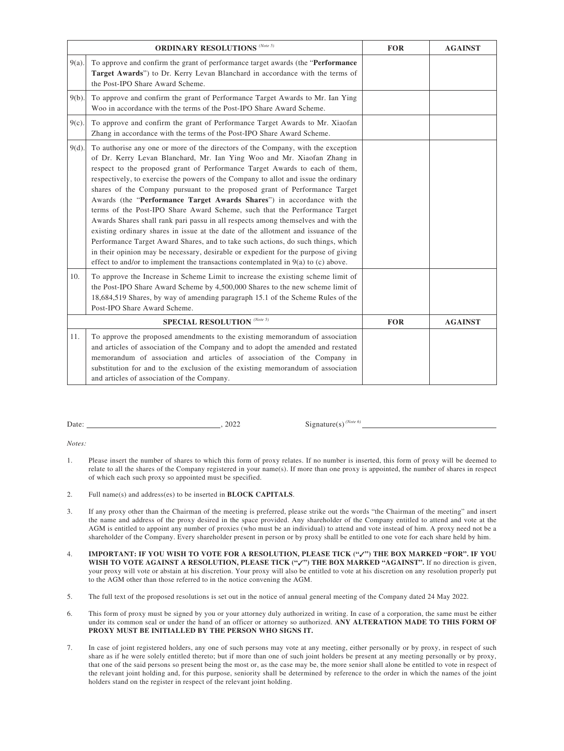| | ORDINARY RESOLUTIONS (Note 5) | FOR | AGAINST |
|---|---|---|---|
| 9(a). | To approve and confirm the grant of performance target awards (the "**Performance Target Awards**") to Dr. Kerry Levan Blanchard in accordance with the terms of the Post-IPO Share Award Scheme. | | |
| 9(b). | To approve and confirm the grant of Performance Target Awards to Mr. Ian Ying Woo in accordance with the terms of the Post-IPO Share Award Scheme. | | |
| 9(c). | To approve and confirm the grant of Performance Target Awards to Mr. Xiaofan Zhang in accordance with the terms of the Post-IPO Share Award Scheme. | | |
| 9(d). | To authorise any one or more of the directors of the Company, with the exception of Dr. Kerry Levan Blanchard, Mr. Ian Ying Woo and Mr. Xiaofan Zhang in respect to the proposed grant of Performance Target Awards to each of them, respectively, to exercise the powers of the Company to allot and issue the ordinary shares of the Company pursuant to the proposed grant of Performance Target Awards (the "**Performance Target Awards Shares**") in accordance with the terms of the Post-IPO Share Award Scheme, such that the Performance Target Awards Shares shall rank pari passu in all respects among themselves and with the existing ordinary shares in issue at the date of the allotment and issuance of the Performance Target Award Shares, and to take such actions, do such things, which in their opinion may be necessary, desirable or expedient for the purpose of giving effect to and/or to implement the transactions contemplated in 9(a) to (c) above. | | |
| 10. | To approve the Increase in Scheme Limit to increase the existing scheme limit of the Post-IPO Share Award Scheme by 4,500,000 Shares to the new scheme limit of 18,684,519 Shares, by way of amending paragraph 15.1 of the Scheme Rules of the Post-IPO Share Award Scheme. | | |
| | **SPECIAL RESOLUTION** (Note 5) | **FOR** | **AGAINST** |
| 11. | To approve the proposed amendments to the existing memorandum of association and articles of association of the Company and to adopt the amended and restated memorandum of association and articles of association of the Company in substitution for and to the exclusion of the existing memorandum of association and articles of association of the Company. | | |

Date: ______________________, 2022 Signature(s) (Note 6) ______________________

*Notes:*

1. Please insert the number of shares to which this form of proxy relates. If no number is inserted, this form of proxy will be deemed to relate to all the shares of the Company registered in your name(s). If more than one proxy is appointed, the number of shares in respect of which each such proxy so appointed must be specified.

2. Full name(s) and address(es) to be inserted in **BLOCK CAPITALS**.

3. If any proxy other than the Chairman of the meeting is preferred, please strike out the words "the Chairman of the meeting" and insert the name and address of the proxy desired in the space provided. Any shareholder of the Company entitled to attend and vote at the AGM is entitled to appoint any number of proxies (who must be an individual) to attend and vote instead of him. A proxy need not be a shareholder of the Company. Every shareholder present in person or by proxy shall be entitled to one vote for each share held by him.

4. **IMPORTANT: IF YOU WISH TO VOTE FOR A RESOLUTION, PLEASE TICK ("✓") THE BOX MARKED "FOR". IF YOU WISH TO VOTE AGAINST A RESOLUTION, PLEASE TICK ("✓") THE BOX MARKED "AGAINST".** If no direction is given, your proxy will vote or abstain at his discretion. Your proxy will also be entitled to vote at his discretion on any resolution properly put to the AGM other than those referred to in the notice convening the AGM.

5. The full text of the proposed resolutions is set out in the notice of annual general meeting of the Company dated 24 May 2022.

6. This form of proxy must be signed by you or your attorney duly authorized in writing. In case of a corporation, the same must be either under its common seal or under the hand of an officer or attorney so authorized. **ANY ALTERATION MADE TO THIS FORM OF PROXY MUST BE INITIALLED BY THE PERSON WHO SIGNS IT.**

7. In case of joint registered holders, any one of such persons may vote at any meeting, either personally or by proxy, in respect of such share as if he were solely entitled thereto; but if more than one of such joint holders be present at any meeting personally or by proxy, that one of the said persons so present being the most or, as the case may be, the more senior shall alone be entitled to vote in respect of the relevant joint holding and, for this purpose, seniority shall be determined by reference to the order in which the names of the joint holders stand on the register in respect of the relevant joint holding.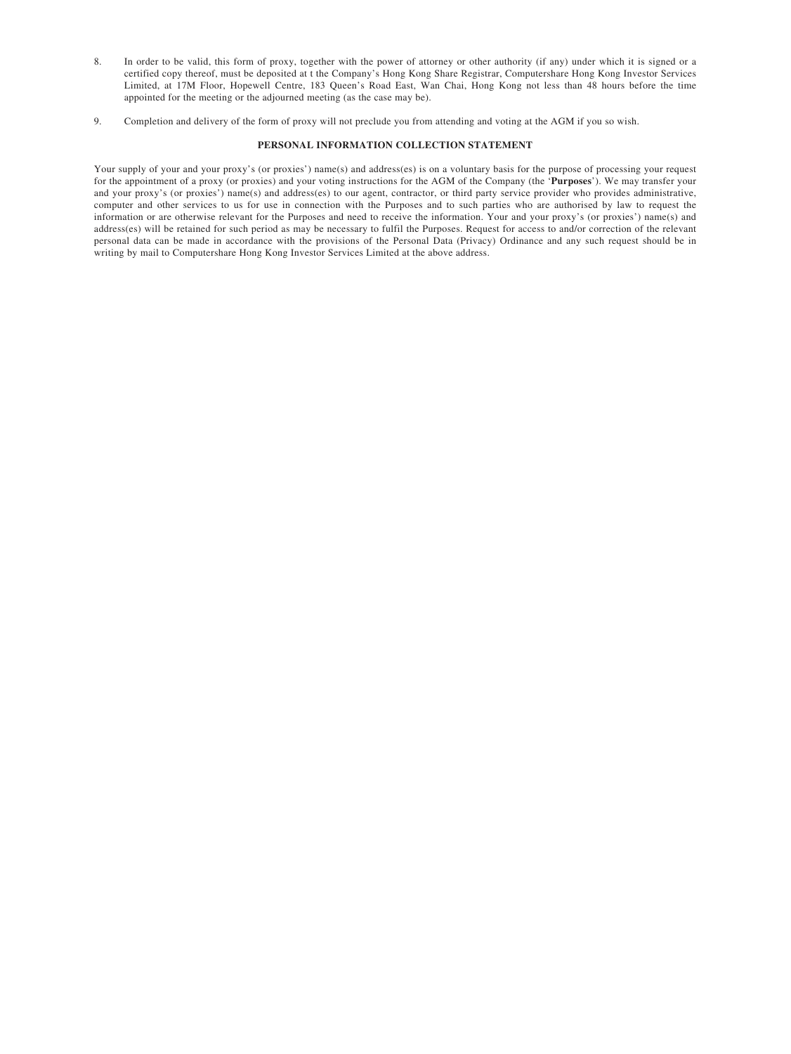8. In order to be valid, this form of proxy, together with the power of attorney or other authority (if any) under which it is signed or a certified copy thereof, must be deposited at t the Company's Hong Kong Share Registrar, Computershare Hong Kong Investor Services Limited, at 17M Floor, Hopewell Centre, 183 Queen's Road East, Wan Chai, Hong Kong not less than 48 hours before the time appointed for the meeting or the adjourned meeting (as the case may be).

9. Completion and delivery of the form of proxy will not preclude you from attending and voting at the AGM if you so wish.

**PERSONAL INFORMATION COLLECTION STATEMENT**

Your supply of your and your proxy's (or proxies') name(s) and address(es) is on a voluntary basis for the purpose of processing your request for the appointment of a proxy (or proxies) and your voting instructions for the AGM of the Company (the '**Purposes**'). We may transfer your and your proxy's (or proxies') name(s) and address(es) to our agent, contractor, or third party service provider who provides administrative, computer and other services to us for use in connection with the Purposes and to such parties who are authorised by law to request the information or are otherwise relevant for the Purposes and need to receive the information. Your and your proxy's (or proxies') name(s) and address(es) will be retained for such period as may be necessary to fulfil the Purposes. Request for access to and/or correction of the relevant personal data can be made in accordance with the provisions of the Personal Data (Privacy) Ordinance and any such request should be in writing by mail to Computershare Hong Kong Investor Services Limited at the above address.